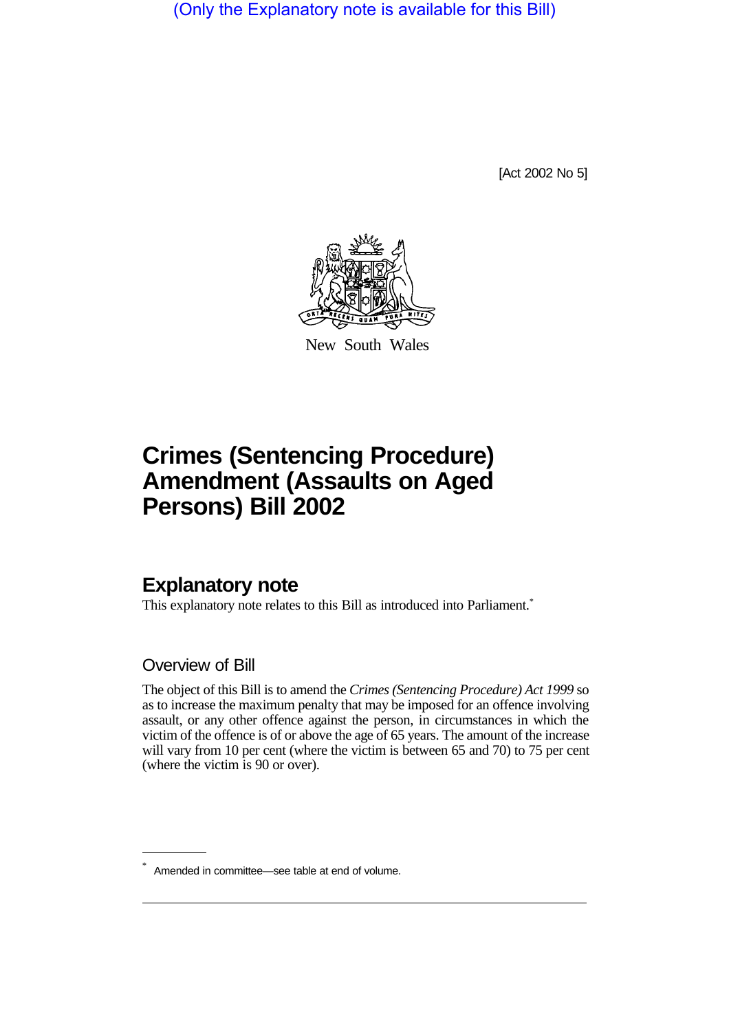(Only the Explanatory note is available for this Bill)

[Act 2002 No 5]

New South Wales

# Crimes (Sentencing Procedure) Amendment (Assaults on Aged Persons) Bill 2002

## Explanatory note

This explanatory note relates to this Bill as introduced into Parliament.*

### Overview of Bill

The object of this Bill is to amend the *Crimes (Sentencing Procedure) Act 1999* so as to increase the maximum penalty that may be imposed for an offence involving assault, or any other offence against the person, in circumstances in which the victim of the offence is of or above the age of 65 years. The amount of the increase will vary from 10 per cent (where the victim is between 65 and 70) to 75 per cent (where the victim is 90 or over).

---

* Amended in committee—see table at end of volume.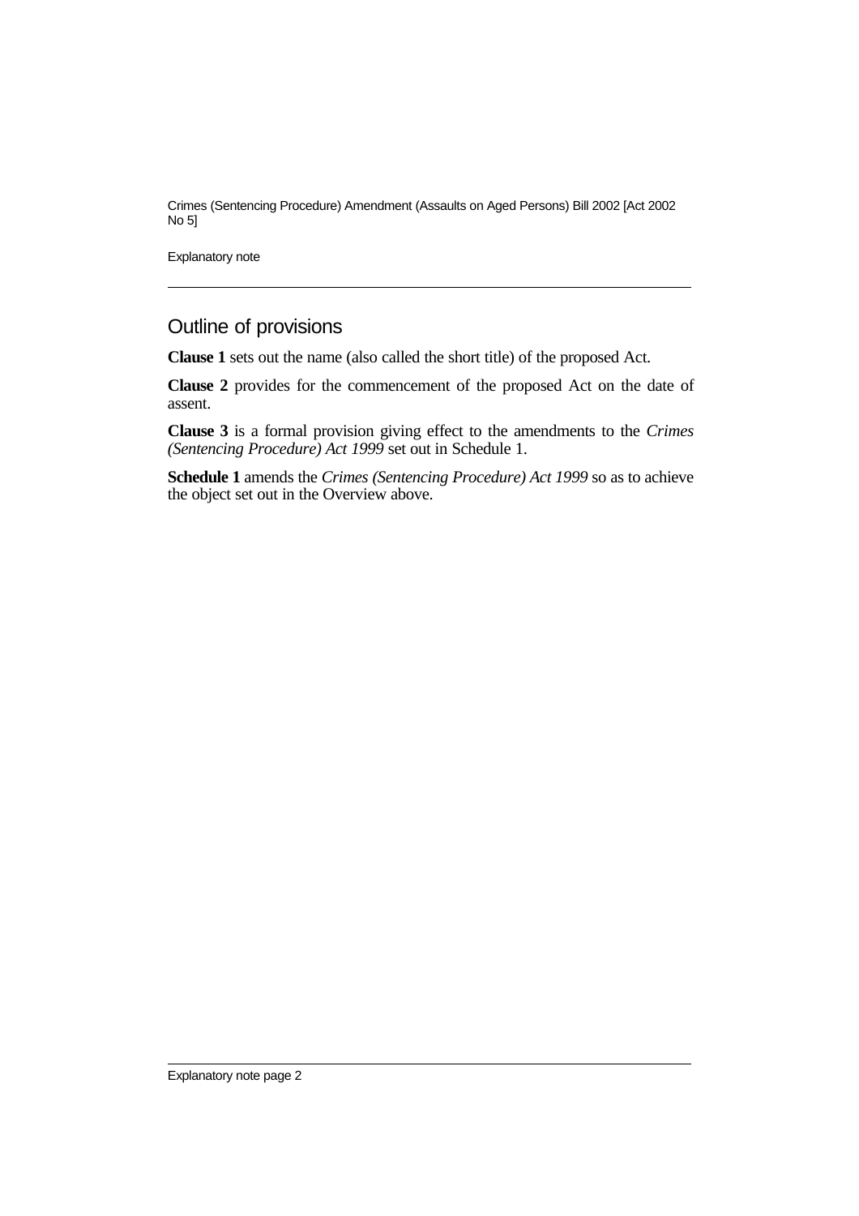## Outline of provisions

**Clause 1** sets out the name (also called the short title) of the proposed Act.

**Clause 2** provides for the commencement of the proposed Act on the date of assent.

**Clause 3** is a formal provision giving effect to the amendments to the *Crimes (Sentencing Procedure) Act 1999* set out in Schedule 1.

**Schedule 1** amends the *Crimes (Sentencing Procedure) Act 1999* so as to achieve the object set out in the Overview above.